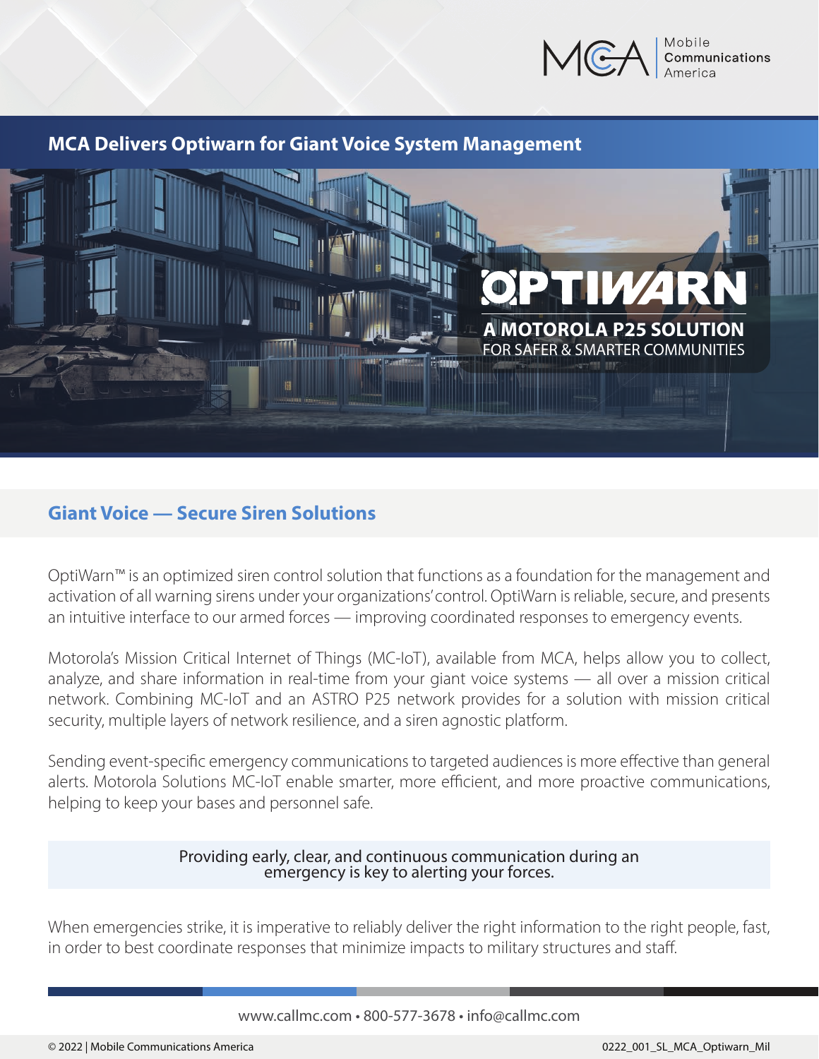# MCA Delivers Optiwarn for Giant Voice System Management

**OPTIWARN**

**A MOTOROLA P25 SOLUTION**
FOR SAFER & SMARTER COMMUNITIES

## Giant Voice — Secure Siren Solutions

OptiWarn™ is an optimized siren control solution that functions as a foundation for the management and activation of all warning sirens under your organizations' control. OptiWarn is reliable, secure, and presents an intuitive interface to our armed forces — improving coordinated responses to emergency events.

Motorola's Mission Critical Internet of Things (MC-IoT), available from MCA, helps allow you to collect, analyze, and share information in real-time from your giant voice systems — all over a mission critical network. Combining MC-IoT and an ASTRO P25 network provides for a solution with mission critical security, multiple layers of network resilience, and a siren agnostic platform.

Sending event-specific emergency communications to targeted audiences is more effective than general alerts. Motorola Solutions MC-IoT enable smarter, more efficient, and more proactive communications, helping to keep your bases and personnel safe.

> Providing early, clear, and continuous communication during an emergency is key to alerting your forces.

When emergencies strike, it is imperative to reliably deliver the right information to the right people, fast, in order to best coordinate responses that minimize impacts to military structures and staff.

www.callmc.com • 800-577-3678 • info@callmc.com

© 2022 | Mobile Communications America

0222_001_SL_MCA_Optiwarn_Mil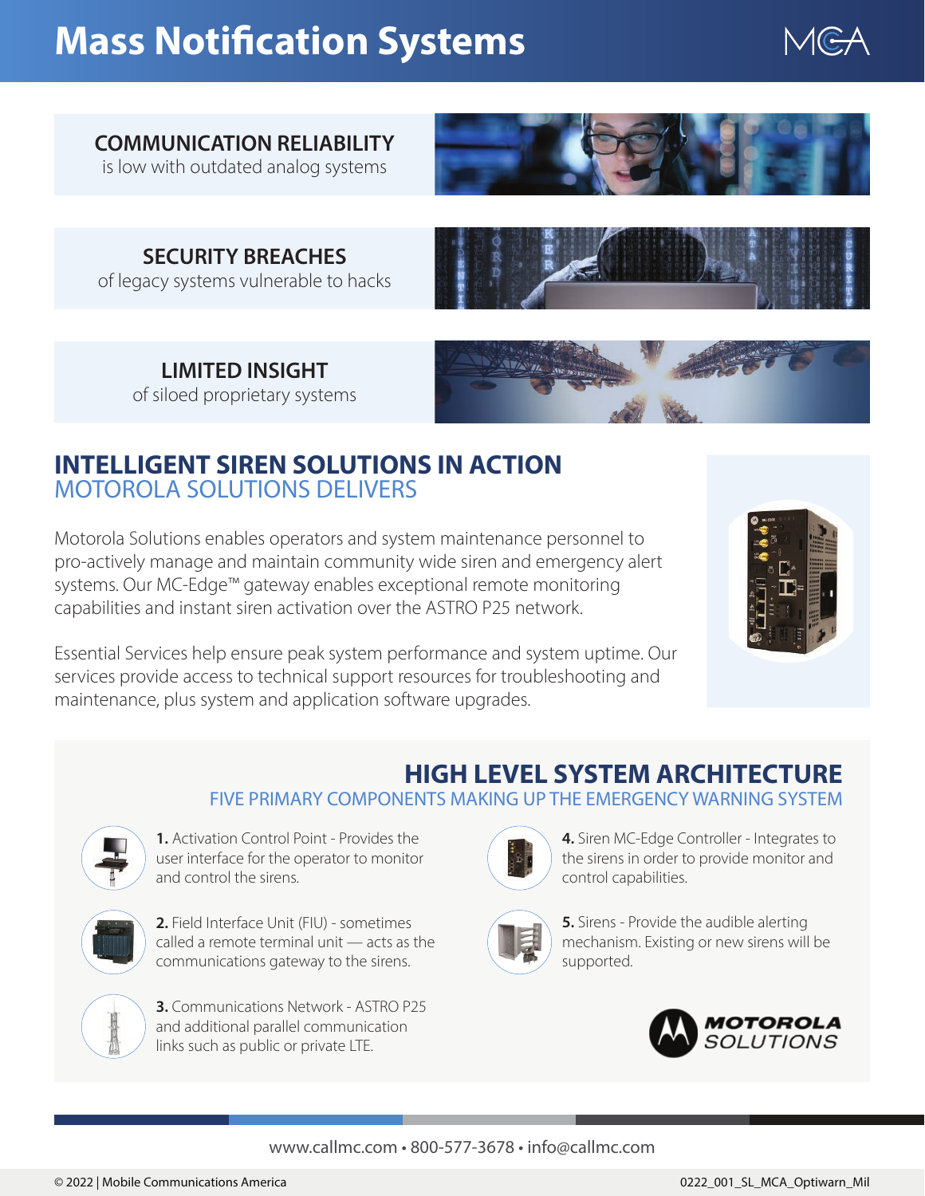# Mass Notification Systems

**COMMUNICATION RELIABILITY**
is low with outdated analog systems

**SECURITY BREACHES**
of legacy systems vulnerable to hacks

**LIMITED INSIGHT**
of siloed proprietary systems

## INTELLIGENT SIREN SOLUTIONS IN ACTION
### MOTOROLA SOLUTIONS DELIVERS

Motorola Solutions enables operators and system maintenance personnel to pro-actively manage and maintain community wide siren and emergency alert systems. Our MC-Edge™ gateway enables exceptional remote monitoring capabilities and instant siren activation over the ASTRO P25 network.

Essential Services help ensure peak system performance and system uptime. Our services provide access to technical support resources for troubleshooting and maintenance, plus system and application software upgrades.

## HIGH LEVEL SYSTEM ARCHITECTURE
### FIVE PRIMARY COMPONENTS MAKING UP THE EMERGENCY WARNING SYSTEM

**1.** Activation Control Point - Provides the user interface for the operator to monitor and control the sirens.

**2.** Field Interface Unit (FIU) - sometimes called a remote terminal unit — acts as the communications gateway to the sirens.

**3.** Communications Network - ASTRO P25 and additional parallel communication links such as public or private LTE.

**4.** Siren MC-Edge Controller - Integrates to the sirens in order to provide monitor and control capabilities.

**5.** Sirens - Provide the audible alerting mechanism. Existing or new sirens will be supported.

MOTOROLA SOLUTIONS

www.callmc.com • 800-577-3678 • info@callmc.com

© 2022 | Mobile Communications America

0222_001_SL_MCA_Optiwarn_Mil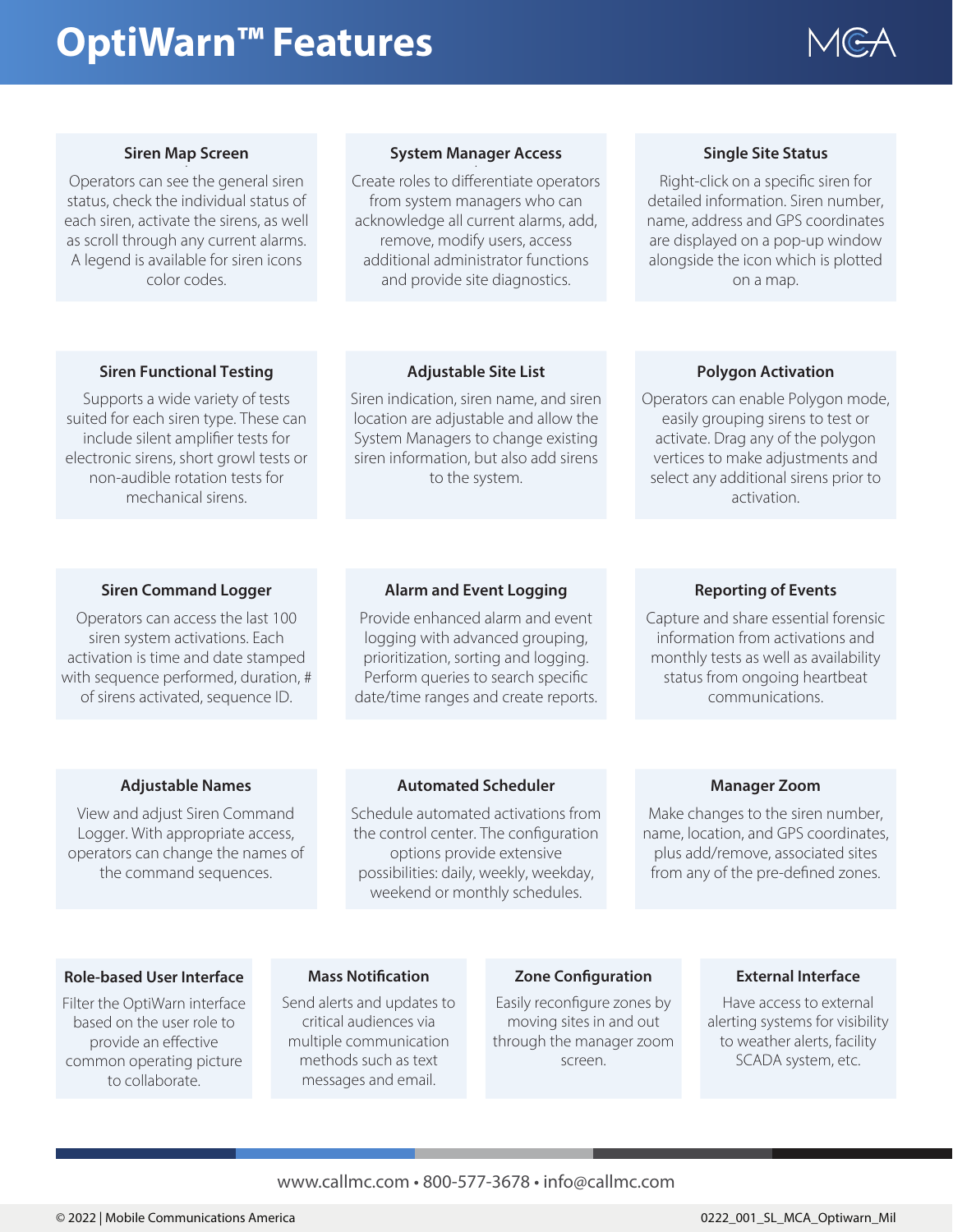# OptiWarn™ Features

### Siren Map Screen

Operators can see the general siren status, check the individual status of each siren, activate the sirens, as well as scroll through any current alarms. A legend is available for siren icons color codes.

### System Manager Access

Create roles to differentiate operators from system managers who can acknowledge all current alarms, add, remove, modify users, access additional administrator functions and provide site diagnostics.

### Single Site Status

Right-click on a specific siren for detailed information. Siren number, name, address and GPS coordinates are displayed on a pop-up window alongside the icon which is plotted on a map.

### Siren Functional Testing

Supports a wide variety of tests suited for each siren type. These can include silent amplifier tests for electronic sirens, short growl tests or non-audible rotation tests for mechanical sirens.

### Adjustable Site List

Siren indication, siren name, and siren location are adjustable and allow the System Managers to change existing siren information, but also add sirens to the system.

### Polygon Activation

Operators can enable Polygon mode, easily grouping sirens to test or activate. Drag any of the polygon vertices to make adjustments and select any additional sirens prior to activation.

### Siren Command Logger

Operators can access the last 100 siren system activations. Each activation is time and date stamped with sequence performed, duration, # of sirens activated, sequence ID.

### Alarm and Event Logging

Provide enhanced alarm and event logging with advanced grouping, prioritization, sorting and logging. Perform queries to search specific date/time ranges and create reports.

### Reporting of Events

Capture and share essential forensic information from activations and monthly tests as well as availability status from ongoing heartbeat communications.

### Adjustable Names

View and adjust Siren Command Logger. With appropriate access, operators can change the names of the command sequences.

### Automated Scheduler

Schedule automated activations from the control center. The configuration options provide extensive possibilities: daily, weekly, weekday, weekend or monthly schedules.

### Manager Zoom

Make changes to the siren number, name, location, and GPS coordinates, plus add/remove, associated sites from any of the pre-defined zones.

### Role-based User Interface

Filter the OptiWarn interface based on the user role to provide an effective common operating picture to collaborate.

### Mass Notification

Send alerts and updates to critical audiences via multiple communication methods such as text messages and email.

### Zone Configuration

Easily reconfigure zones by moving sites in and out through the manager zoom screen.

### External Interface

Have access to external alerting systems for visibility to weather alerts, facility SCADA system, etc.

www.callmc.com • 800-577-3678 • info@callmc.com

© 2022 | Mobile Communications America

0222_001_SL_MCA_Optiwarn_Mil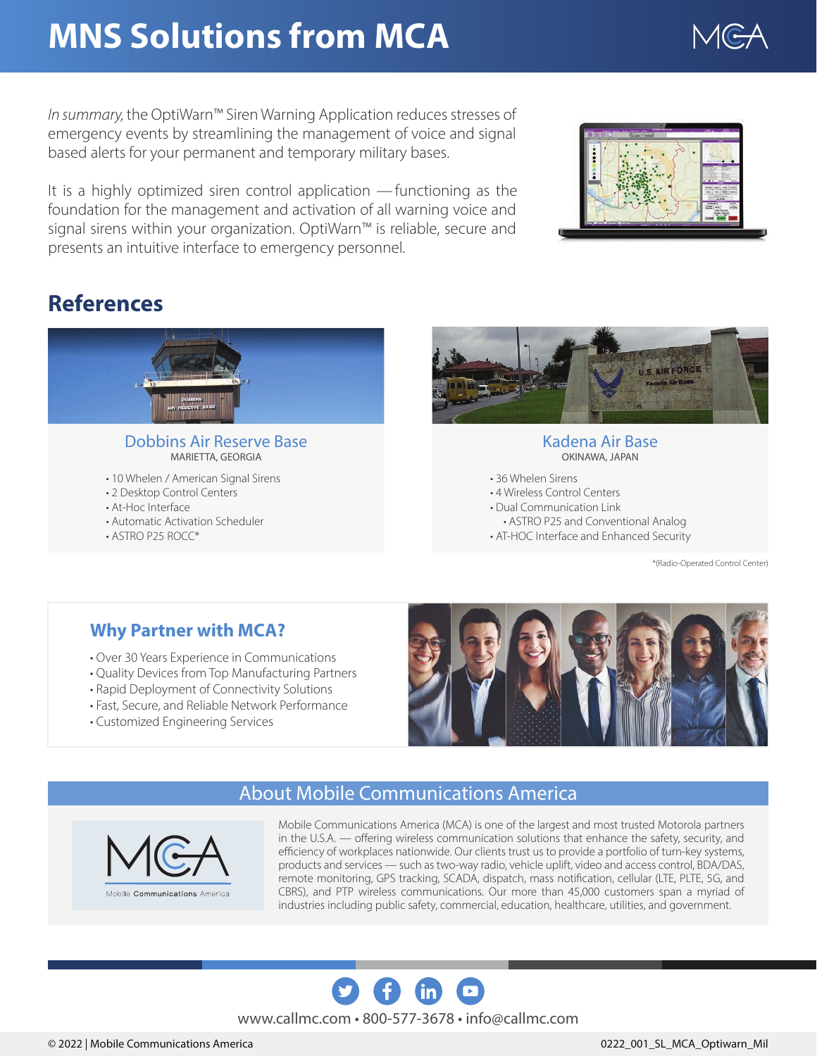# MNS Solutions from MCA

*In summary,* the OptiWarn™ Siren Warning Application reduces stresses of emergency events by streamlining the management of voice and signal based alerts for your permanent and temporary military bases.

It is a highly optimized siren control application — functioning as the foundation for the management and activation of all warning voice and signal sirens within your organization. OptiWarn™ is reliable, secure and presents an intuitive interface to emergency personnel.

## References

### Dobbins Air Reserve Base

MARIETTA, GEORGIA

- 10 Whelen / American Signal Sirens
- 2 Desktop Control Centers
- At-Hoc Interface
- Automatic Activation Scheduler
- ASTRO P25 ROCC*

### Kadena Air Base

OKINAWA, JAPAN

- 36 Whelen Sirens
- 4 Wireless Control Centers
- Dual Communication Link
  - ASTRO P25 and Conventional Analog
- AT-HOC Interface and Enhanced Security

*(Radio-Operated Control Center)

## Why Partner with MCA?

- Over 30 Years Experience in Communications
- Quality Devices from Top Manufacturing Partners
- Rapid Deployment of Connectivity Solutions
- Fast, Secure, and Reliable Network Performance
- Customized Engineering Services

## About Mobile Communications America

MCA Mobile Communications America

Mobile Communications America (MCA) is one of the largest and most trusted Motorola partners in the U.S.A. — offering wireless communication solutions that enhance the safety, security, and efficiency of workplaces nationwide. Our clients trust us to provide a portfolio of turn-key systems, products and services — such as two-way radio, vehicle uplift, video and access control, BDA/DAS, remote monitoring, GPS tracking, SCADA, dispatch, mass notification, cellular (LTE, PLTE, 5G, and CBRS), and PTP wireless communications. Our more than 45,000 customers span a myriad of industries including public safety, commercial, education, healthcare, utilities, and government.

www.callmc.com • 800-577-3678 • info@callmc.com

© 2022 | Mobile Communications America

0222_001_SL_MCA_Optiwarn_Mil